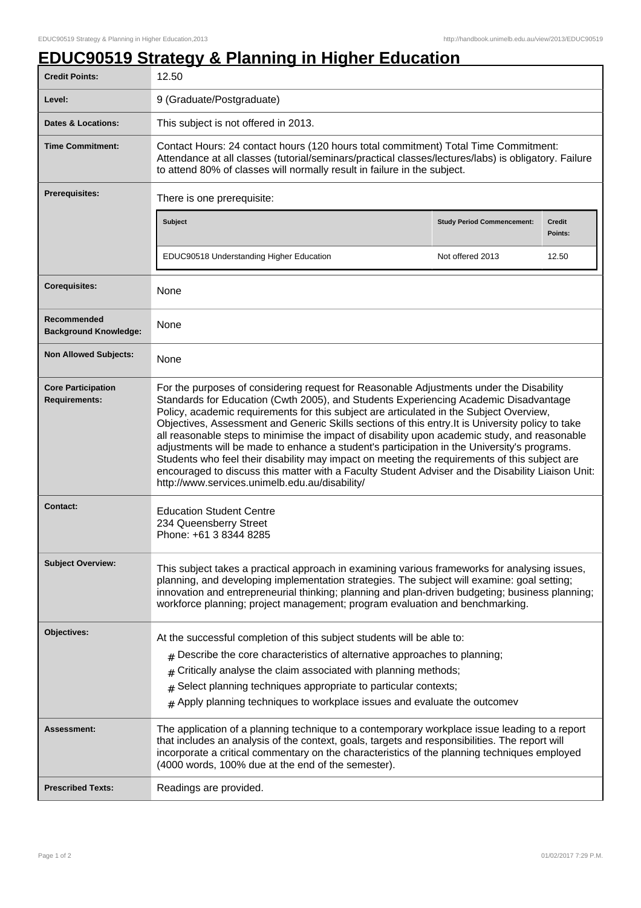# EDUC90519 Strategy & Planning in Higher Education

| | |
|---|---|
| **Credit Points:** | 12.50 |
| **Level:** | 9 (Graduate/Postgraduate) |
| **Dates & Locations:** | This subject is not offered in 2013. |
| **Time Commitment:** | Contact Hours: 24 contact hours (120 hours total commitment) Total Time Commitment: Attendance at all classes (tutorial/seminars/practical classes/lectures/labs) is obligatory. Failure to attend 80% of classes will normally result in failure in the subject. |
| **Prerequisites:** | There is one prerequisite: |

| Subject | Study Period Commencement: | Credit Points: |
|---|---|---|
| EDUC90518 Understanding Higher Education | Not offered 2013 | 12.50 |

| | |
|---|---|
| **Corequisites:** | None |
| **Recommended Background Knowledge:** | None |
| **Non Allowed Subjects:** | None |
| **Core Participation Requirements:** | For the purposes of considering request for Reasonable Adjustments under the Disability Standards for Education (Cwth 2005), and Students Experiencing Academic Disadvantage Policy, academic requirements for this subject are articulated in the Subject Overview, Objectives, Assessment and Generic Skills sections of this entry.It is University policy to take all reasonable steps to minimise the impact of disability upon academic study, and reasonable adjustments will be made to enhance a student's participation in the University's programs. Students who feel their disability may impact on meeting the requirements of this subject are encouraged to discuss this matter with a Faculty Student Adviser and the Disability Liaison Unit: http://www.services.unimelb.edu.au/disability/ |
| **Contact:** | Education Student Centre<br>234 Queensberry Street<br>Phone: +61 3 8344 8285 |
| **Subject Overview:** | This subject takes a practical approach in examining various frameworks for analysing issues, planning, and developing implementation strategies. The subject will examine: goal setting; innovation and entrepreneurial thinking; planning and plan-driven budgeting; business planning; workforce planning; project management; program evaluation and benchmarking. |
| **Objectives:** | At the successful completion of this subject students will be able to:<br># Describe the core characteristics of alternative approaches to planning;<br># Critically analyse the claim associated with planning methods;<br># Select planning techniques appropriate to particular contexts;<br># Apply planning techniques to workplace issues and evaluate the outcomev |
| **Assessment:** | The application of a planning technique to a contemporary workplace issue leading to a report that includes an analysis of the context, goals, targets and responsibilities. The report will incorporate a critical commentary on the characteristics of the planning techniques employed (4000 words, 100% due at the end of the semester). |
| **Prescribed Texts:** | Readings are provided. |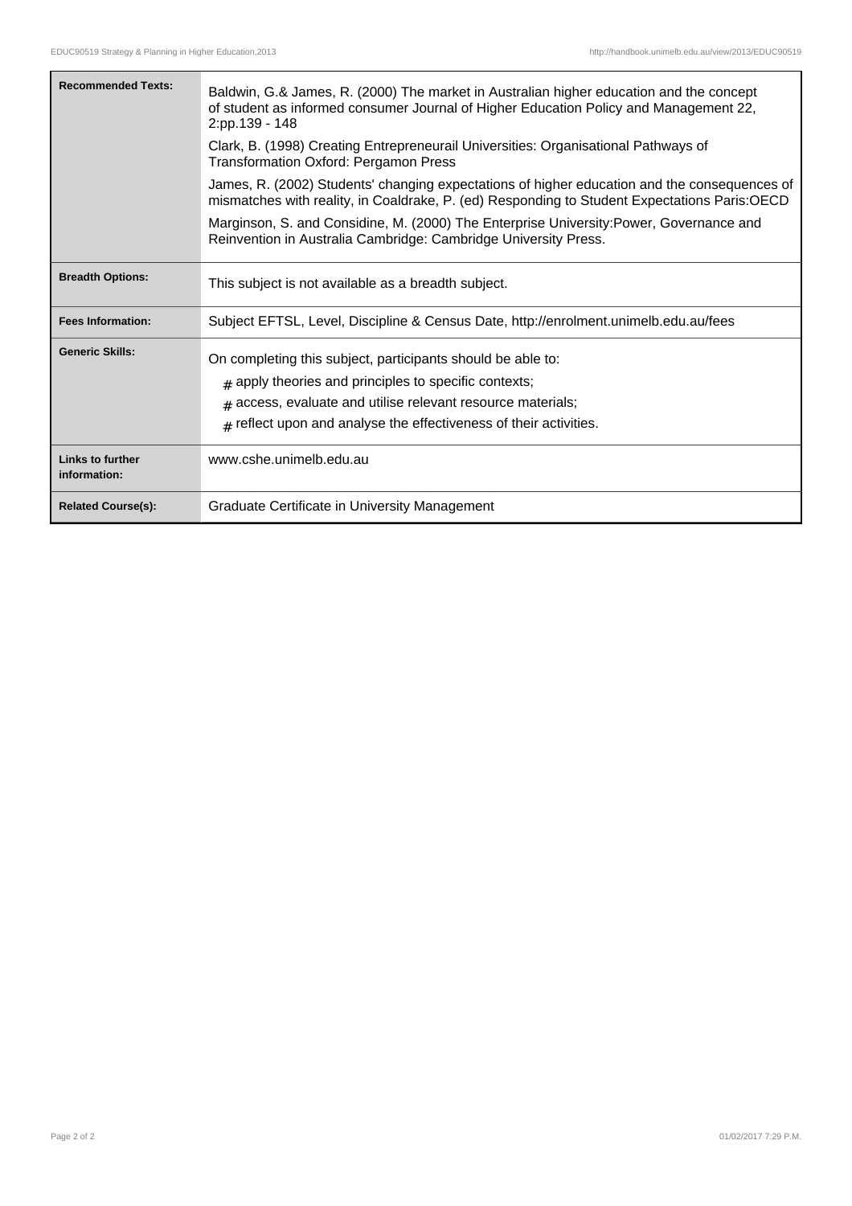| | |
|---|---|
| **Recommended Texts:** | Baldwin, G.& James, R. (2000) The market in Australian higher education and the concept of student as informed consumer Journal of Higher Education Policy and Management 22, 2:pp.139 - 148<br><br>Clark, B. (1998) Creating Entrepreneurail Universities: Organisational Pathways of Transformation Oxford: Pergamon Press<br><br>James, R. (2002) Students' changing expectations of higher education and the consequences of mismatches with reality, in Coaldrake, P. (ed) Responding to Student Expectations Paris:OECD<br><br>Marginson, S. and Considine, M. (2000) The Enterprise University:Power, Governance and Reinvention in Australia Cambridge: Cambridge University Press. |
| **Breadth Options:** | This subject is not available as a breadth subject. |
| **Fees Information:** | Subject EFTSL, Level, Discipline & Census Date, http://enrolment.unimelb.edu.au/fees |
| **Generic Skills:** | On completing this subject, participants should be able to:<br># apply theories and principles to specific contexts;<br># access, evaluate and utilise relevant resource materials;<br># reflect upon and analyse the effectiveness of their activities. |
| **Links to further information:** | www.cshe.unimelb.edu.au |
| **Related Course(s):** | Graduate Certificate in University Management |